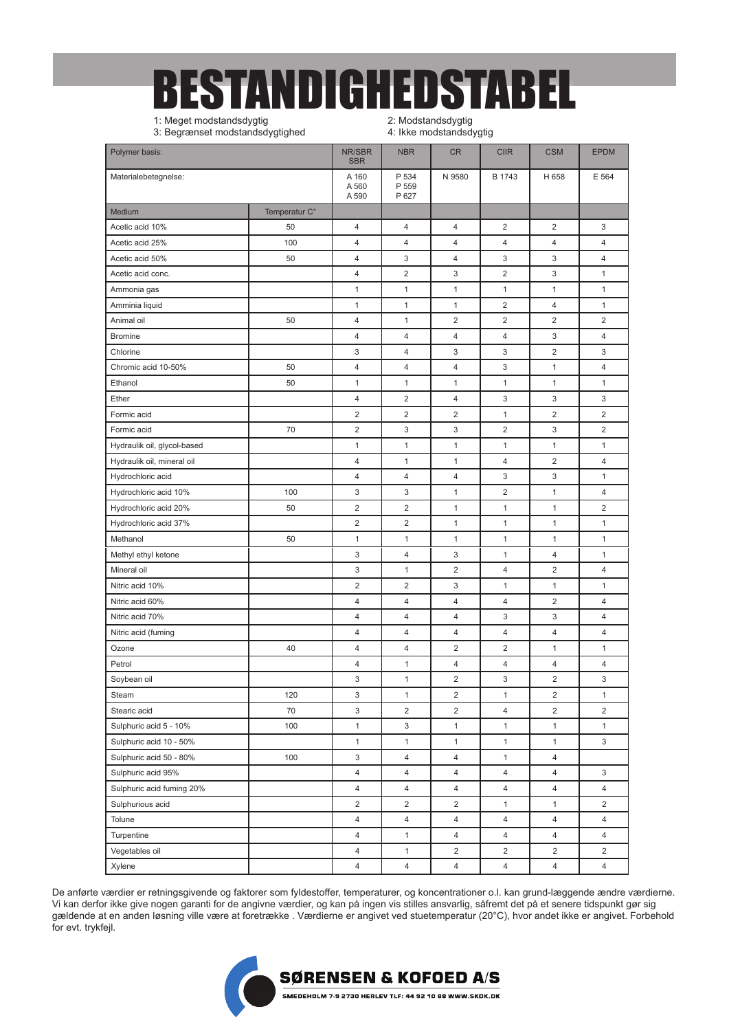# BESTANDIGHEDSTABEL

1: Meget modstandsdygtig
2: Modstandsdygtig
3: Begrænset modstandsdygtighed
4: Ikke modstandsdygtig

| Polymer basis: | | NR/SBR SBR | NBR | CR | CIIR | CSM | EPDM |
|---|---|---|---|---|---|---|---|
| Materialebetegnelse: | | A 160 A 560 A 590 | P 534 P 559 P 627 | N 9580 | B 1743 | H 658 | E 564 |
| Medium | Temperatur C° | | | | | | |
| Acetic acid 10% | 50 | 4 | 4 | 4 | 2 | 2 | 3 |
| Acetic acid 25% | 100 | 4 | 4 | 4 | 4 | 4 | 4 |
| Acetic acid 50% | 50 | 4 | 3 | 4 | 3 | 3 | 4 |
| Acetic acid conc. | | 4 | 2 | 3 | 2 | 3 | 1 |
| Ammonia gas | | 1 | 1 | 1 | 1 | 1 | 1 |
| Amminia liquid | | 1 | 1 | 1 | 2 | 4 | 1 |
| Animal oil | 50 | 4 | 1 | 2 | 2 | 2 | 2 |
| Bromine | | 4 | 4 | 4 | 4 | 3 | 4 |
| Chlorine | | 3 | 4 | 3 | 3 | 2 | 3 |
| Chromic acid 10-50% | 50 | 4 | 4 | 4 | 3 | 1 | 4 |
| Ethanol | 50 | 1 | 1 | 1 | 1 | 1 | 1 |
| Ether | | 4 | 2 | 4 | 3 | 3 | 3 |
| Formic acid | | 2 | 2 | 2 | 1 | 2 | 2 |
| Formic acid | 70 | 2 | 3 | 3 | 2 | 3 | 2 |
| Hydraulik oil, glycol-based | | 1 | 1 | 1 | 1 | 1 | 1 |
| Hydraulik oil, mineral oil | | 4 | 1 | 1 | 4 | 2 | 4 |
| Hydrochloric acid | | 4 | 4 | 4 | 3 | 3 | 1 |
| Hydrochloric acid 10% | 100 | 3 | 3 | 1 | 2 | 1 | 4 |
| Hydrochloric acid 20% | 50 | 2 | 2 | 1 | 1 | 1 | 2 |
| Hydrochloric acid 37% | | 2 | 2 | 1 | 1 | 1 | 1 |
| Methanol | 50 | 1 | 1 | 1 | 1 | 1 | 1 |
| Methyl ethyl ketone | | 3 | 4 | 3 | 1 | 4 | 1 |
| Mineral oil | | 3 | 1 | 2 | 4 | 2 | 4 |
| Nitric acid 10% | | 2 | 2 | 3 | 1 | 1 | 1 |
| Nitric acid 60% | | 4 | 4 | 4 | 4 | 2 | 4 |
| Nitric acid 70% | | 4 | 4 | 4 | 3 | 3 | 4 |
| Nitric acid (fuming | | 4 | 4 | 4 | 4 | 4 | 4 |
| Ozone | 40 | 4 | 4 | 2 | 2 | 1 | 1 |
| Petrol | | 4 | 1 | 4 | 4 | 4 | 4 |
| Soybean oil | | 3 | 1 | 2 | 3 | 2 | 3 |
| Steam | 120 | 3 | 1 | 2 | 1 | 2 | 1 |
| Stearic acid | 70 | 3 | 2 | 2 | 4 | 2 | 2 |
| Sulphuric acid 5 - 10% | 100 | 1 | 3 | 1 | 1 | 1 | 1 |
| Sulphuric acid 10 - 50% | | 1 | 1 | 1 | 1 | 1 | 3 |
| Sulphuric acid 50 - 80% | 100 | 3 | 4 | 4 | 1 | 4 | |
| Sulphuric acid 95% | | 4 | 4 | 4 | 4 | 4 | 3 |
| Sulphuric acid fuming 20% | | 4 | 4 | 4 | 4 | 4 | 4 |
| Sulphurious acid | | 2 | 2 | 2 | 1 | 1 | 2 |
| Tolune | | 4 | 4 | 4 | 4 | 4 | 4 |
| Turpentine | | 4 | 1 | 4 | 4 | 4 | 4 |
| Vegetables oil | | 4 | 1 | 2 | 2 | 2 | 2 |
| Xylene | | 4 | 4 | 4 | 4 | 4 | 4 |

De anførte værdier er retningsgivende og faktorer som fyldestoffer, temperaturer, og koncentrationer o.l. kan grund-læggende ændre værdierne. Vi kan derfor ikke give nogen garanti for de angivne værdier, og kan på ingen vis stilles ansvarlig, såfremt det på et senere tidspunkt gør sig gældende at en anden løsning ville være at foretrække . Værdierne er angivet ved stuetemperatur (20°C), hvor andet ikke er angivet. Forbehold for evt. trykfejl.

**SØRENSEN & KOFOED A/S**
SMEDEHOLM 7-9 2730 HERLEV TLF: 44 92 10 88 WWW.SKDK.DK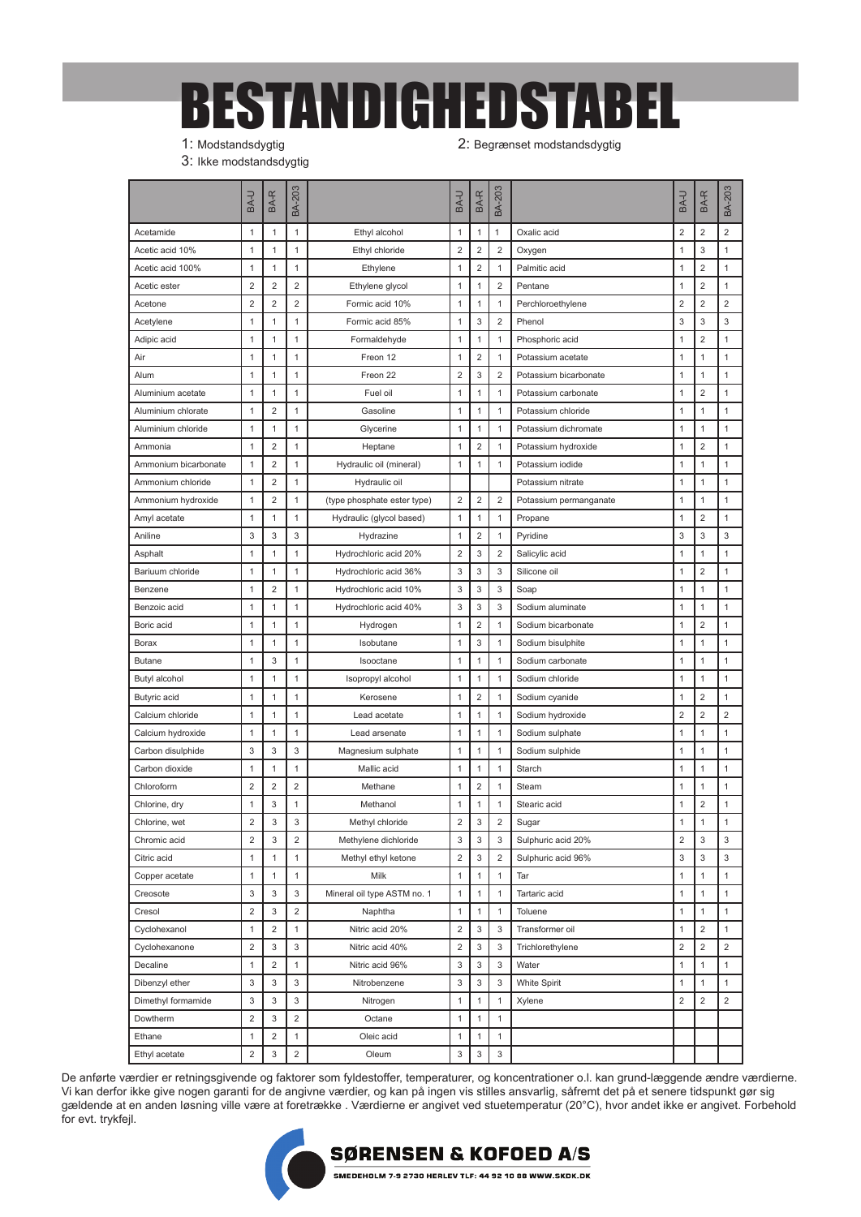# BESTANDIGHEDSTABEL

1: Modstandsdygtig
2: Begrænset modstandsdygtig
3: Ikke modstandsdygtig

| | BA-U | BA-R | BA-203 | | BA-U | BA-R | BA-203 | | BA-U | BA-R | BA-203 |
|---|---|---|---|---|---|---|---|---|---|---|---|
| Acetamide | 1 | 1 | 1 | Ethyl alcohol | 1 | 1 | 1 | Oxalic acid | 2 | 2 | 2 |
| Acetic acid 10% | 1 | 1 | 1 | Ethyl chloride | 2 | 2 | 2 | Oxygen | 1 | 3 | 1 |
| Acetic acid 100% | 1 | 1 | 1 | Ethylene | 1 | 2 | 1 | Palmitic acid | 1 | 2 | 1 |
| Acetic ester | 2 | 2 | 2 | Ethylene glycol | 1 | 1 | 2 | Pentane | 1 | 2 | 1 |
| Acetone | 2 | 2 | 2 | Formic acid 10% | 1 | 1 | 1 | Perchloroethylene | 2 | 2 | 2 |
| Acetylene | 1 | 1 | 1 | Formic acid 85% | 1 | 3 | 2 | Phenol | 3 | 3 | 3 |
| Adipic acid | 1 | 1 | 1 | Formaldehyde | 1 | 1 | 1 | Phosphoric acid | 1 | 2 | 1 |
| Air | 1 | 1 | 1 | Freon 12 | 1 | 2 | 1 | Potassium acetate | 1 | 1 | 1 |
| Alum | 1 | 1 | 1 | Freon 22 | 2 | 3 | 2 | Potassium bicarbonate | 1 | 1 | 1 |
| Aluminium acetate | 1 | 1 | 1 | Fuel oil | 1 | 1 | 1 | Potassium carbonate | 1 | 2 | 1 |
| Aluminium chlorate | 1 | 2 | 1 | Gasoline | 1 | 1 | 1 | Potassium chloride | 1 | 1 | 1 |
| Aluminium chloride | 1 | 1 | 1 | Glycerine | 1 | 1 | 1 | Potassium dichromate | 1 | 1 | 1 |
| Ammonia | 1 | 2 | 1 | Heptane | 1 | 2 | 1 | Potassium hydroxide | 1 | 2 | 1 |
| Ammonium bicarbonate | 1 | 2 | 1 | Hydraulic oil (mineral) | 1 | 1 | 1 | Potassium iodide | 1 | 1 | 1 |
| Ammonium chloride | 1 | 2 | 1 | Hydraulic oil | | | | Potassium nitrate | 1 | 1 | 1 |
| Ammonium hydroxide | 1 | 2 | 1 | (type phosphate ester type) | 2 | 2 | 2 | Potassium permanganate | 1 | 1 | 1 |
| Amyl acetate | 1 | 1 | 1 | Hydraulic (glycol based) | 1 | 1 | 1 | Propane | 1 | 2 | 1 |
| Aniline | 3 | 3 | 3 | Hydrazine | 1 | 2 | 1 | Pyridine | 3 | 3 | 3 |
| Asphalt | 1 | 1 | 1 | Hydrochloric acid 20% | 2 | 3 | 2 | Salicylic acid | 1 | 1 | 1 |
| Bariuum chloride | 1 | 1 | 1 | Hydrochloric acid 36% | 3 | 3 | 3 | Silicone oil | 1 | 2 | 1 |
| Benzene | 1 | 2 | 1 | Hydrochloric acid 10% | 3 | 3 | 3 | Soap | 1 | 1 | 1 |
| Benzoic acid | 1 | 1 | 1 | Hydrochloric acid 40% | 3 | 3 | 3 | Sodium aluminate | 1 | 1 | 1 |
| Boric acid | 1 | 1 | 1 | Hydrogen | 1 | 2 | 1 | Sodium bicarbonate | 1 | 2 | 1 |
| Borax | 1 | 1 | 1 | Isobutane | 1 | 3 | 1 | Sodium bisulphite | 1 | 1 | 1 |
| Butane | 1 | 3 | 1 | Isooctane | 1 | 1 | 1 | Sodium carbonate | 1 | 1 | 1 |
| Butyl alcohol | 1 | 1 | 1 | Isopropyl alcohol | 1 | 1 | 1 | Sodium chloride | 1 | 1 | 1 |
| Butyric acid | 1 | 1 | 1 | Kerosene | 1 | 2 | 1 | Sodium cyanide | 1 | 2 | 1 |
| Calcium chloride | 1 | 1 | 1 | Lead acetate | 1 | 1 | 1 | Sodium hydroxide | 2 | 2 | 2 |
| Calcium hydroxide | 1 | 1 | 1 | Lead arsenate | 1 | 1 | 1 | Sodium sulphate | 1 | 1 | 1 |
| Carbon disulphide | 3 | 3 | 3 | Magnesium sulphate | 1 | 1 | 1 | Sodium sulphide | 1 | 1 | 1 |
| Carbon dioxide | 1 | 1 | 1 | Mallic acid | 1 | 1 | 1 | Starch | 1 | 1 | 1 |
| Chloroform | 2 | 2 | 2 | Methane | 1 | 2 | 1 | Steam | 1 | 1 | 1 |
| Chlorine, dry | 1 | 3 | 1 | Methanol | 1 | 1 | 1 | Stearic acid | 1 | 2 | 1 |
| Chlorine, wet | 2 | 3 | 3 | Methyl chloride | 2 | 3 | 2 | Sugar | 1 | 1 | 1 |
| Chromic acid | 2 | 3 | 2 | Methylene dichloride | 3 | 3 | 3 | Sulphuric acid 20% | 2 | 3 | 3 |
| Citric acid | 1 | 1 | 1 | Methyl ethyl ketone | 2 | 3 | 2 | Sulphuric acid 96% | 3 | 3 | 3 |
| Copper acetate | 1 | 1 | 1 | Milk | 1 | 1 | 1 | Tar | 1 | 1 | 1 |
| Creosote | 3 | 3 | 3 | Mineral oil type ASTM no. 1 | 1 | 1 | 1 | Tartaric acid | 1 | 1 | 1 |
| Cresol | 2 | 3 | 2 | Naphtha | 1 | 1 | 1 | Toluene | 1 | 1 | 1 |
| Cyclohexanol | 1 | 2 | 1 | Nitric acid 20% | 2 | 3 | 3 | Transformer oil | 1 | 2 | 1 |
| Cyclohexanone | 2 | 3 | 3 | Nitric acid 40% | 2 | 3 | 3 | Trichlorethylene | 2 | 2 | 2 |
| Decaline | 1 | 2 | 1 | Nitric acid 96% | 3 | 3 | 3 | Water | 1 | 1 | 1 |
| Dibenzyl ether | 3 | 3 | 3 | Nitrobenzene | 3 | 3 | 3 | White Spirit | 1 | 1 | 1 |
| Dimethyl formamide | 3 | 3 | 3 | Nitrogen | 1 | 1 | 1 | Xylene | 2 | 2 | 2 |
| Dowtherm | 2 | 3 | 2 | Octane | 1 | 1 | 1 | | | | |
| Ethane | 1 | 2 | 1 | Oleic acid | 1 | 1 | 1 | | | | |
| Ethyl acetate | 2 | 3 | 2 | Oleum | 3 | 3 | 3 | | | | |

De anførte værdier er retningsgivende og faktorer som fyldestoffer, temperaturer, og koncentrationer o.l. kan grund-læggende ændre værdierne. Vi kan derfor ikke give nogen garanti for de angivne værdier, og kan på ingen vis stilles ansvarlig, såfremt det på et senere tidspunkt gør sig gældende at en anden løsning ville være at foretrække . Værdierne er angivet ved stuetemperatur (20°C), hvor andet ikke er angivet. Forbehold for evt. trykfejl.

**SØRENSEN & KOFOED A/S**

SMEDEHOLM 7-9 2730 HERLEV TLF: 44 92 10 88 WWW.SKDK.DK